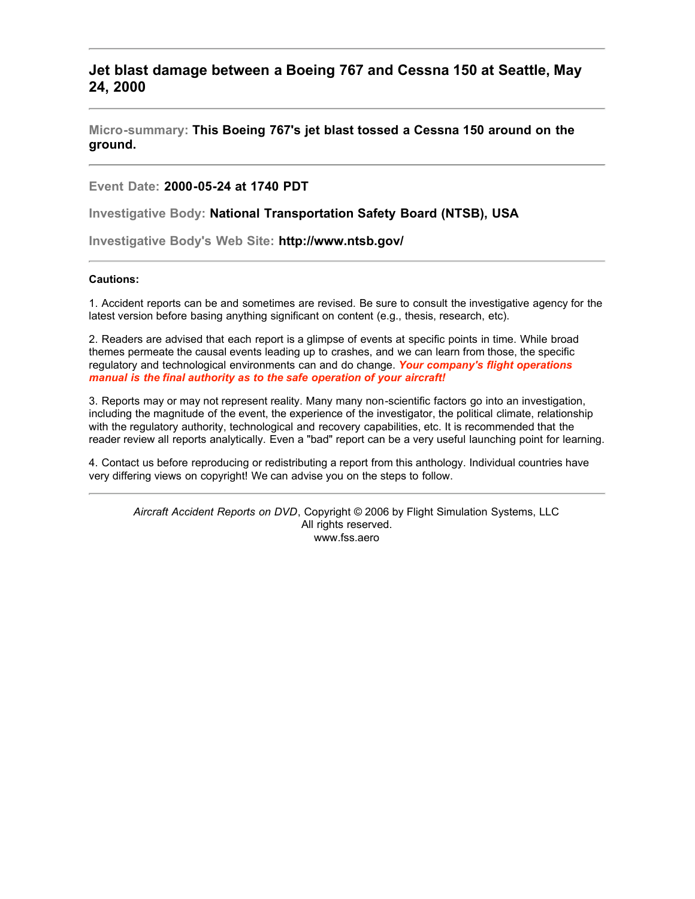# Jet blast damage between a Boeing 767 and Cessna 150 at Seattle, May 24, 2000

---

**Micro-summary:** **This Boeing 767's jet blast tossed a Cessna 150 around on the ground.**

---

**Event Date:** **2000-05-24 at 1740 PDT**

**Investigative Body:** **National Transportation Safety Board (NTSB), USA**

**Investigative Body's Web Site:** **http://www.ntsb.gov/**

---

**Cautions:**

1. Accident reports can be and sometimes are revised. Be sure to consult the investigative agency for the latest version before basing anything significant on content (e.g., thesis, research, etc).

2. Readers are advised that each report is a glimpse of events at specific points in time. While broad themes permeate the causal events leading up to crashes, and we can learn from those, the specific regulatory and technological environments can and do change. ***Your company's flight operations manual is the final authority as to the safe operation of your aircraft!***

3. Reports may or may not represent reality. Many many non-scientific factors go into an investigation, including the magnitude of the event, the experience of the investigator, the political climate, relationship with the regulatory authority, technological and recovery capabilities, etc. It is recommended that the reader review all reports analytically. Even a "bad" report can be a very useful launching point for learning.

4. Contact us before reproducing or redistributing a report from this anthology. Individual countries have very differing views on copyright! We can advise you on the steps to follow.

---

*Aircraft Accident Reports on DVD*, Copyright © 2006 by Flight Simulation Systems, LLC
All rights reserved.
www.fss.aero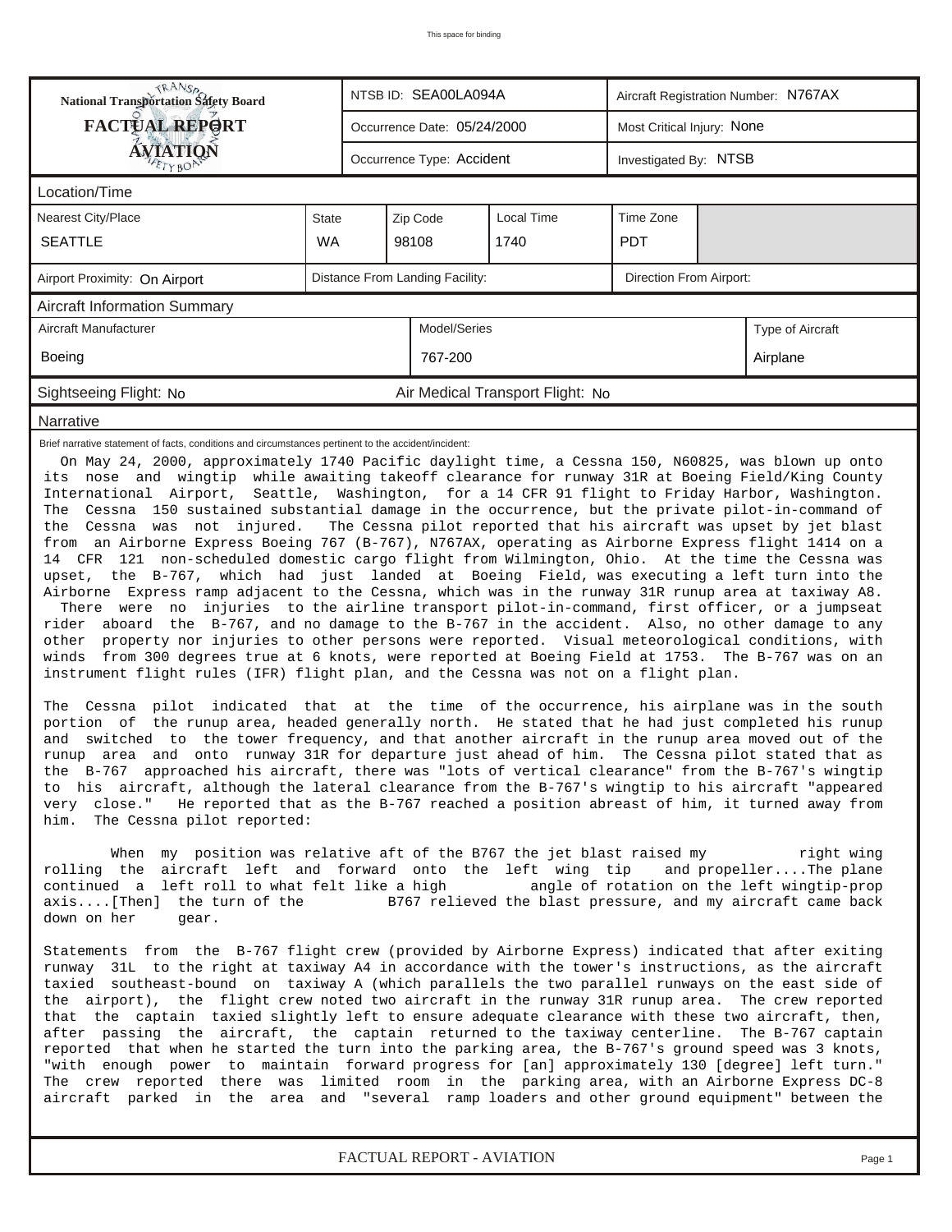This space for binding

| National Transportation Safety Board FACTUAL REPORT AVIATION | NTSB ID: SEA00LA094A | Aircraft Registration Number: N767AX |
|---|---|---|
| | Occurrence Date: 05/24/2000 | Most Critical Injury: None |
| | Occurrence Type: Accident | Investigated By: NTSB |

**Location/Time**

| Nearest City/Place | State | Zip Code | Local Time | Time Zone |
|---|---|---|---|---|
| SEATTLE | WA | 98108 | 1740 | PDT |

| Airport Proximity: On Airport | Distance From Landing Facility: | Direction From Airport: |
|---|---|---|

**Aircraft Information Summary**

| Aircraft Manufacturer | Model/Series | Type of Aircraft |
|---|---|---|
| Boeing | 767-200 | Airplane |

Sightseeing Flight: No | Air Medical Transport Flight: No

**Narrative**

Brief narrative statement of facts, conditions and circumstances pertinent to the accident/incident:

On May 24, 2000, approximately 1740 Pacific daylight time, a Cessna 150, N60825, was blown up onto its nose and wingtip while awaiting takeoff clearance for runway 31R at Boeing Field/King County International Airport, Seattle, Washington, for a 14 CFR 91 flight to Friday Harbor, Washington. The Cessna 150 sustained substantial damage in the occurrence, but the private pilot-in-command of the Cessna was not injured. The Cessna pilot reported that his aircraft was upset by jet blast from an Airborne Express Boeing 767 (B-767), N767AX, operating as Airborne Express flight 1414 on a 14 CFR 121 non-scheduled domestic cargo flight from Wilmington, Ohio. At the time the Cessna was upset, the B-767, which had just landed at Boeing Field, was executing a left turn into the Airborne Express ramp adjacent to the Cessna, which was in the runway 31R runup area at taxiway A8. There were no injuries to the airline transport pilot-in-command, first officer, or a jumpseat rider aboard the B-767, and no damage to the B-767 in the accident. Also, no other damage to any other property nor injuries to other persons were reported. Visual meteorological conditions, with winds from 300 degrees true at 6 knots, were reported at Boeing Field at 1753. The B-767 was on an instrument flight rules (IFR) flight plan, and the Cessna was not on a flight plan.

The Cessna pilot indicated that at the time of the occurrence, his airplane was in the south portion of the runup area, headed generally north. He stated that he had just completed his runup and switched to the tower frequency, and that another aircraft in the runup area moved out of the runup area and onto runway 31R for departure just ahead of him. The Cessna pilot stated that as the B-767 approached his aircraft, there was "lots of vertical clearance" from the B-767's wingtip to his aircraft, although the lateral clearance from the B-767's wingtip to his aircraft "appeared very close." He reported that as the B-767 reached a position abreast of him, it turned away from him. The Cessna pilot reported:

> When my position was relative aft of the B767 the jet blast raised my right wing rolling the aircraft left and forward onto the left wing tip and propeller....The plane continued a left roll to what felt like a high angle of rotation on the left wingtip-prop axis....[Then] the turn of the B767 relieved the blast pressure, and my aircraft came back down on her gear.

Statements from the B-767 flight crew (provided by Airborne Express) indicated that after exiting runway 31L to the right at taxiway A4 in accordance with the tower's instructions, as the aircraft taxied southeast-bound on taxiway A (which parallels the two parallel runways on the east side of the airport), the flight crew noted two aircraft in the runway 31R runup area. The crew reported that the captain taxied slightly left to ensure adequate clearance with these two aircraft, then, after passing the aircraft, the captain returned to the taxiway centerline. The B-767 captain reported that when he started the turn into the parking area, the B-767's ground speed was 3 knots, "with enough power to maintain forward progress for [an] approximately 130 [degree] left turn." The crew reported there was limited room in the parking area, with an Airborne Express DC-8 aircraft parked in the area and "several ramp loaders and other ground equipment" between the

FACTUAL REPORT - AVIATION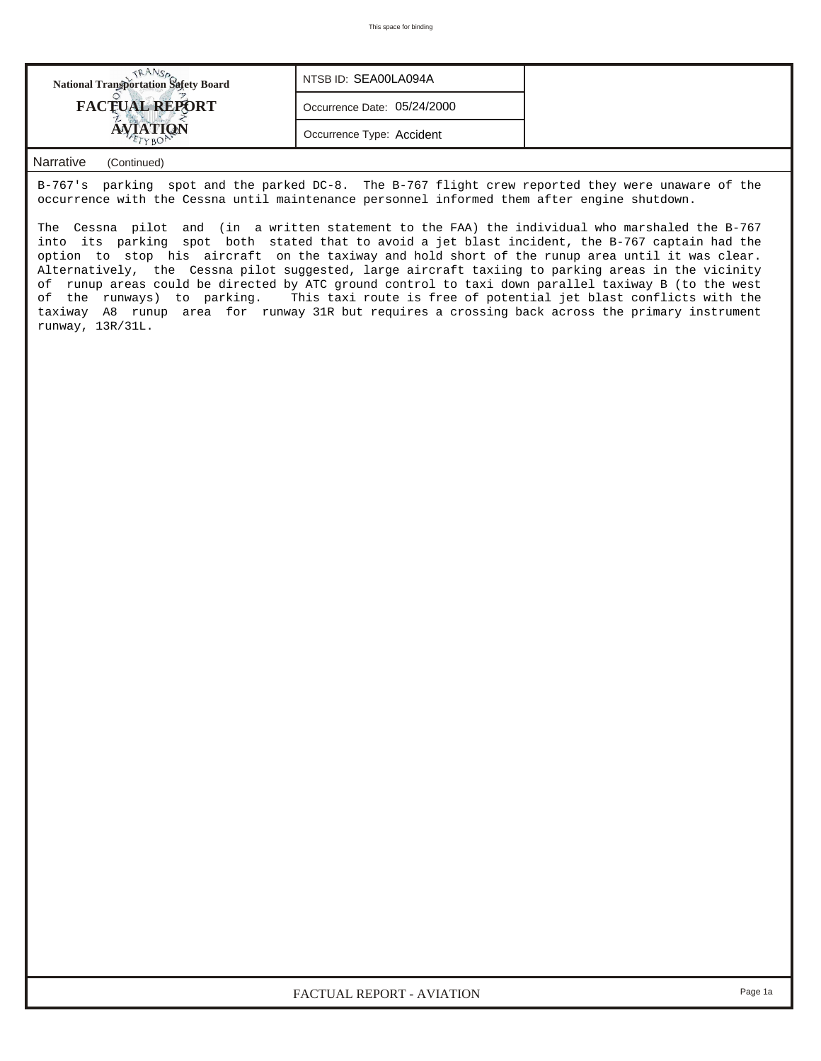**National Transportation Safety Board**
**FACTUAL REPORT**
**AVIATION**

NTSB ID: SEA00LA094A

Occurrence Date: 05/24/2000

Occurrence Type: Accident

## Narrative (Continued)

B-767's parking spot and the parked DC-8. The B-767 flight crew reported they were unaware of the occurrence with the Cessna until maintenance personnel informed them after engine shutdown.

The Cessna pilot and (in a written statement to the FAA) the individual who marshaled the B-767 into its parking spot both stated that to avoid a jet blast incident, the B-767 captain had the option to stop his aircraft on the taxiway and hold short of the runup area until it was clear. Alternatively, the Cessna pilot suggested, large aircraft taxiing to parking areas in the vicinity of runup areas could be directed by ATC ground control to taxi down parallel taxiway B (to the west of the runways) to parking. This taxi route is free of potential jet blast conflicts with the taxiway A8 runup area for runway 31R but requires a crossing back across the primary instrument runway, 13R/31L.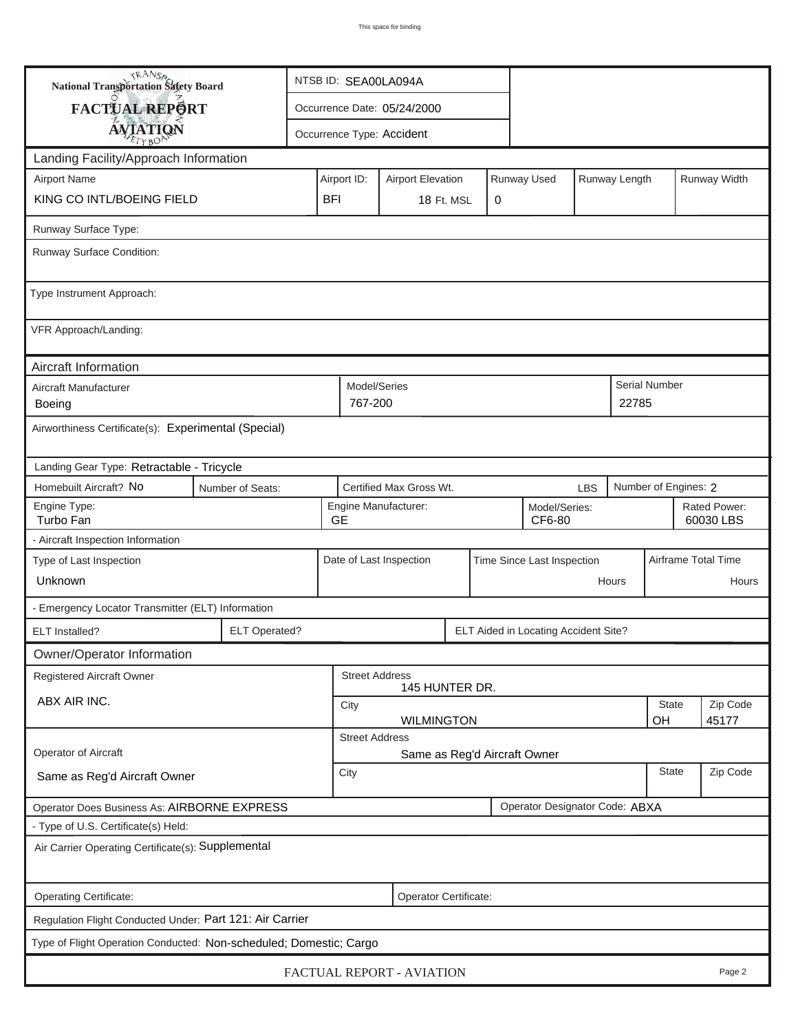This space for binding

| National Transportation Safety Board FACTUAL REPORT AVIATION | NTSB ID: SEA00LA094A |
|---|---|
| | Occurrence Date: 05/24/2000 |
| | Occurrence Type: Accident |

## Landing Facility/Approach Information

| Airport Name | Airport ID: | Airport Elevation | Runway Used | Runway Length | Runway Width |
|---|---|---|---|---|---|
| KING CO INTL/BOEING FIELD | BFI | 18 Ft. MSL | 0 | | |

Runway Surface Type:

Runway Surface Condition:

Type Instrument Approach:

VFR Approach/Landing:

## Aircraft Information

| Aircraft Manufacturer | Model/Series | Serial Number |
|---|---|---|
| Boeing | 767-200 | 22785 |

Airworthiness Certificate(s): Experimental (Special)

Landing Gear Type: Retractable - Tricycle

| Homebuilt Aircraft? No | Number of Seats: | Certified Max Gross Wt. LBS | Number of Engines: 2 |
|---|---|---|---|

| Engine Type: | Engine Manufacturer: | Model/Series: | Rated Power: |
|---|---|---|---|
| Turbo Fan | GE | CF6-80 | 60030 LBS |

- Aircraft Inspection Information

| Type of Last Inspection | Date of Last Inspection | Time Since Last Inspection | Airframe Total Time |
|---|---|---|---|
| Unknown | | Hours | Hours |

- Emergency Locator Transmitter (ELT) Information

| ELT Installed? | ELT Operated? | ELT Aided in Locating Accident Site? |
|---|---|---|

## Owner/Operator Information

| Registered Aircraft Owner | Street Address | | |
|---|---|---|---|
| ABX AIR INC. | 145 HUNTER DR. | | |
| | City | State | Zip Code |
| | WILMINGTON | OH | 45177 |

| Operator of Aircraft | Street Address | | |
|---|---|---|---|
| Same as Reg'd Aircraft Owner | Same as Reg'd Aircraft Owner | | |
| | City | State | Zip Code |

Operator Does Business As: AIRBORNE EXPRESS

Operator Designator Code: ABXA

- Type of U.S. Certificate(s) Held:

Air Carrier Operating Certificate(s): Supplemental

Operating Certificate:

Operator Certificate:

Regulation Flight Conducted Under: Part 121: Air Carrier

Type of Flight Operation Conducted: Non-scheduled; Domestic; Cargo

FACTUAL REPORT - AVIATION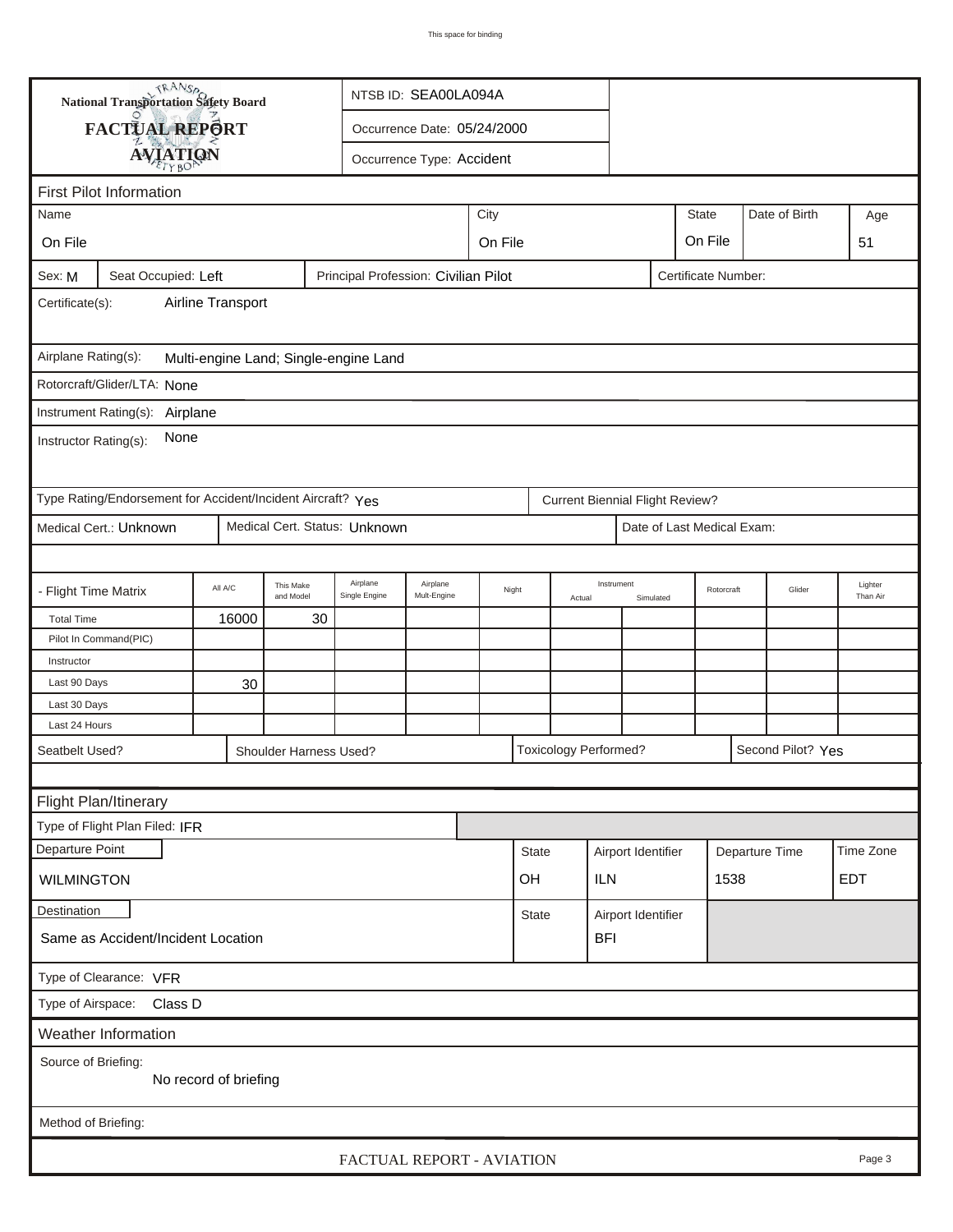This space for binding

**National Transportation Safety Board**

**FACTUAL REPORT**

**AVIATION**

NTSB ID: SEA00LA094A

Occurrence Date: 05/24/2000

Occurrence Type: Accident

## First Pilot Information

| Name | City | State | Date of Birth | Age |
|---|---|---|---|---|
| On File | On File | On File | | 51 |

Sex: M | Seat Occupied: Left | Principal Profession: Civilian Pilot | Certificate Number:

Certificate(s): Airline Transport

Airplane Rating(s): Multi-engine Land; Single-engine Land

Rotorcraft/Glider/LTA: None

Instrument Rating(s): Airplane

Instructor Rating(s): None

Type Rating/Endorsement for Accident/Incident Aircraft? Yes | Current Biennial Flight Review?

Medical Cert.: Unknown | Medical Cert. Status: Unknown | Date of Last Medical Exam:

| - Flight Time Matrix | All A/C | This Make and Model | Airplane Single Engine | Airplane Mult-Engine | Night | Instrument Actual | Instrument Simulated | Rotorcraft | Glider | Lighter Than Air |
|---|---|---|---|---|---|---|---|---|---|---|
| Total Time | 16000 | 30 | | | | | | | | |
| Pilot In Command(PIC) | | | | | | | | | | |
| Instructor | | | | | | | | | | |
| Last 90 Days | 30 | | | | | | | | | |
| Last 30 Days | | | | | | | | | | |
| Last 24 Hours | | | | | | | | | | |

Seatbelt Used? | Shoulder Harness Used? | Toxicology Performed? | Second Pilot? Yes

## Flight Plan/Itinerary

Type of Flight Plan Filed: IFR

| Departure Point | State | Airport Identifier | Departure Time | Time Zone |
|---|---|---|---|---|
| WILMINGTON | OH | ILN | 1538 | EDT |

| Destination | State | Airport Identifier |
|---|---|---|
| Same as Accident/Incident Location | | BFI |

Type of Clearance: VFR

Type of Airspace: Class D

## Weather Information

Source of Briefing: No record of briefing

Method of Briefing:

FACTUAL REPORT - AVIATION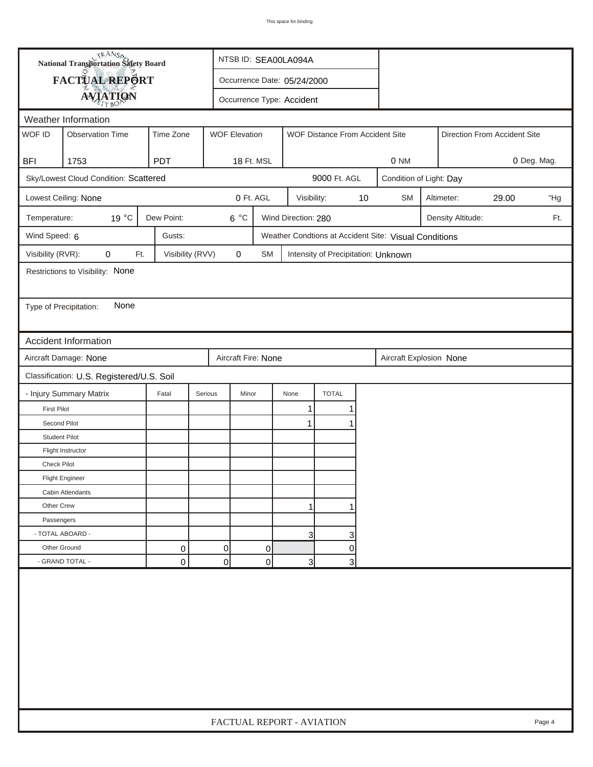# National Transportation Safety Board

## FACTUAL REPORT

## AVIATION

NTSB ID: SEA00LA094A

Occurrence Date: 05/24/2000

Occurrence Type: Accident

## Weather Information

| WOF ID | Observation Time | Time Zone | WOF Elevation | WOF Distance From Accident Site | Direction From Accident Site |
|---|---|---|---|---|---|
| BFI | 1753 | PDT | 18 Ft. MSL | 0 NM | 0 Deg. Mag. |

Sky/Lowest Cloud Condition: Scattered 9000 Ft. AGL

Condition of Light: Day

Lowest Ceiling: None 0 Ft. AGL

Visibility: 10 SM

Altimeter: 29.00 "Hg

Temperature: 19 °C

Dew Point: 6 °C

Wind Direction: 280

Density Altitude: Ft.

Wind Speed: 6

Gusts:

Weather Condtions at Accident Site: Visual Conditions

Visibility (RVR): 0 Ft.

Visibility (RVV) 0 SM

Intensity of Precipitation: Unknown

Restrictions to Visibility: None

Type of Precipitation: None

## Accident Information

Aircraft Damage: None

Aircraft Fire: None

Aircraft Explosion None

Classification: U.S. Registered/U.S. Soil

| - Injury Summary Matrix | Fatal | Serious | Minor | None | TOTAL |
|---|---|---|---|---|---|
| First Pilot | | | | 1 | 1 |
| Second Pilot | | | | 1 | 1 |
| Student Pilot | | | | | |
| Flight Instructor | | | | | |
| Check Pilot | | | | | |
| Flight Engineer | | | | | |
| Cabin Attendants | | | | | |
| Other Crew | | | | 1 | 1 |
| Passengers | | | | | |
| - TOTAL ABOARD - | | | | 3 | 3 |
| Other Ground | 0 | 0 | 0 | | 0 |
| - GRAND TOTAL - | 0 | 0 | 0 | 3 | 3 |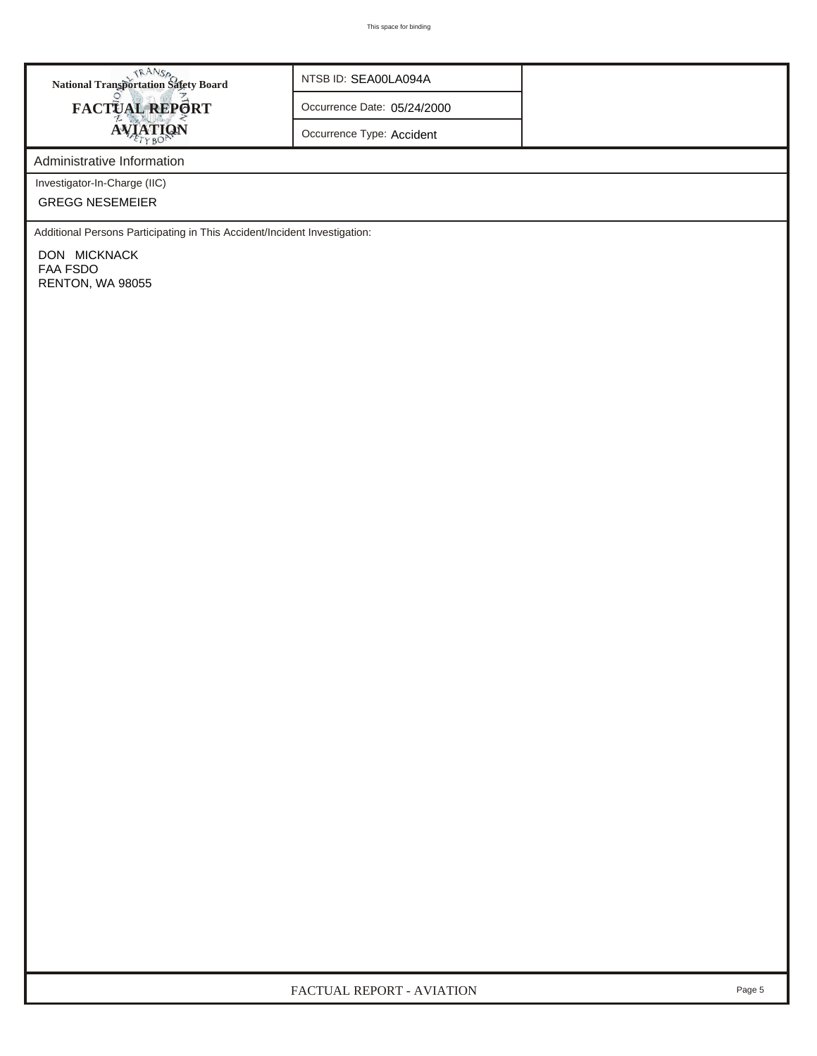This space for binding

**National Transportation Safety Board**

**FACTUAL REPORT**

**AVIATION**

| | |
|---|---|
| NTSB ID: SEA00LA094A | |
| Occurrence Date: 05/24/2000 | |
| Occurrence Type: Accident | |

## Administrative Information

Investigator-In-Charge (IIC)

GREGG NESEMEIER

Additional Persons Participating in This Accident/Incident Investigation:

DON MICKNACK
FAA FSDO
RENTON, WA 98055